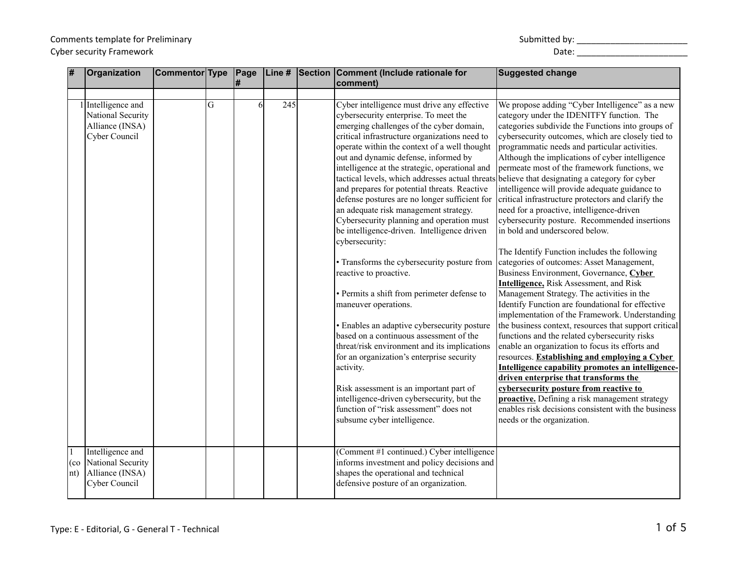Comments template for Preliminary
Cyber security Framework

Submitted by: ________________________
Date: ________________________

| # | Organization | Commentor | Type | Page # | Line # | Section | Comment (Include rationale for comment) | Suggested change |
|---|---|---|---|---|---|---|---|---|
| | | | | | | | | |
| 1 | Intelligence and National Security Alliance (INSA) Cyber Council | | G | 6 | 245 | | Cyber intelligence must drive any effective cybersecurity enterprise. To meet the emerging challenges of the cyber domain, critical infrastructure organizations need to operate within the context of a well thought out and dynamic defense, informed by intelligence at the strategic, operational and tactical levels, which addresses actual threats and prepares for potential threats. Reactive defense postures are no longer sufficient for an adequate risk management strategy. Cybersecurity planning and operation must be intelligence-driven. Intelligence driven cybersecurity:<br><br>• Transforms the cybersecurity posture from reactive to proactive.<br><br>• Permits a shift from perimeter defense to maneuver operations.<br><br>• Enables an adaptive cybersecurity posture based on a continuous assessment of the threat/risk environment and its implications for an organization's enterprise security activity.<br><br>Risk assessment is an important part of intelligence-driven cybersecurity, but the function of "risk assessment" does not subsume cyber intelligence. | We propose adding "Cyber Intelligence" as a new category under the IDENITFY function. The categories subdivide the Functions into groups of cybersecurity outcomes, which are closely tied to programmatic needs and particular activities. Although the implications of cyber intelligence permeate most of the framework functions, we believe that designating a category for cyber intelligence will provide adequate guidance to critical infrastructure protectors and clarify the need for a proactive, intelligence-driven cybersecurity posture. Recommended insertions in bold and underscored below.<br><br>The Identify Function includes the following categories of outcomes: Asset Management, Business Environment, Governance, **<u>Cyber Intelligence,</u>** Risk Assessment, and Risk Management Strategy. The activities in the Identify Function are foundational for effective implementation of the Framework. Understanding the business context, resources that support critical functions and the related cybersecurity risks enable an organization to focus its efforts and resources. **<u>Establishing and employing a Cyber Intelligence capability promotes an intelligence-driven enterprise that transforms the cybersecurity posture from reactive to proactive.</u>** Defining a risk management strategy enables risk decisions consistent with the business needs or the organization. |
| 1 (cont) | Intelligence and National Security Alliance (INSA) Cyber Council | | | | | | (Comment #1 continued.) Cyber intelligence informs investment and policy decisions and shapes the operational and technical defensive posture of an organization. | |

Type: E - Editorial, G - General T - Technical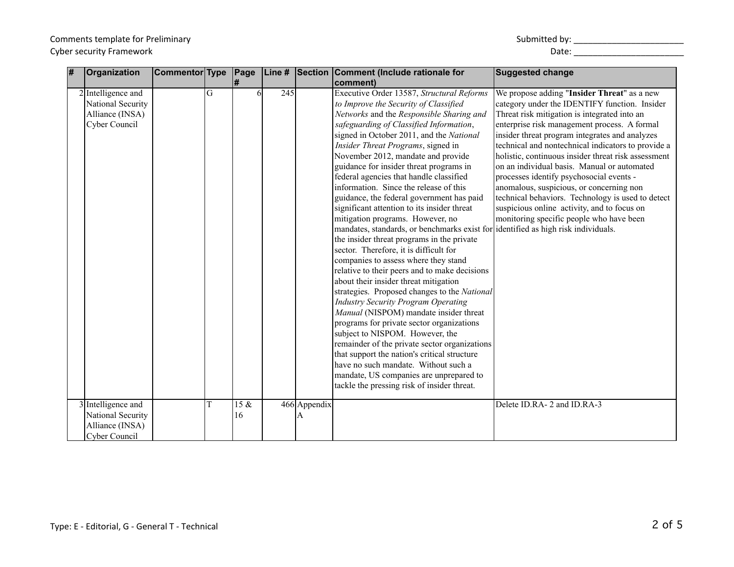Comments template for Preliminary
Cyber security Framework

Submitted by: _______________________
Date: _______________________

| # | Organization | Commentor | Type | Page # | Line # | Section | Comment (Include rationale for comment) | Suggested change |
|---|---|---|---|---|---|---|---|---|
| 2 | Intelligence and National Security Alliance (INSA) Cyber Council | | G | 6 | 245 | | Executive Order 13587, *Structural Reforms to Improve the Security of Classified Networks* and the *Responsible Sharing and safeguarding of Classified Information*, signed in October 2011, and the *National Insider Threat Programs*, signed in November 2012, mandate and provide guidance for insider threat programs in federal agencies that handle classified information. Since the release of this guidance, the federal government has paid significant attention to its insider threat mitigation programs. However, no mandates, standards, or benchmarks exist for the insider threat programs in the private sector. Therefore, it is difficult for companies to assess where they stand relative to their peers and to make decisions about their insider threat mitigation strategies. Proposed changes to the *National Industry Security Program Operating Manual* (NISPOM) mandate insider threat programs for private sector organizations subject to NISPOM. However, the remainder of the private sector organizations that support the nation's critical structure have no such mandate. Without such a mandate, US companies are unprepared to tackle the pressing risk of insider threat. | We propose adding "**Insider Threat**" as a new category under the IDENTIFY function. Insider Threat risk mitigation is integrated into an enterprise risk management process. A formal insider threat program integrates and analyzes technical and nontechnical indicators to provide a holistic, continuous insider threat risk assessment on an individual basis. Manual or automated processes identify psychosocial events - anomalous, suspicious, or concerning non technical behaviors. Technology is used to detect suspicious online activity, and to focus on monitoring specific people who have been identified as high risk individuals. |
| 3 | Intelligence and National Security Alliance (INSA) Cyber Council | | T | 15 & 16 | 466 | Appendix A | | Delete ID.RA- 2 and ID.RA-3 |

Type: E - Editorial, G - General T - Technical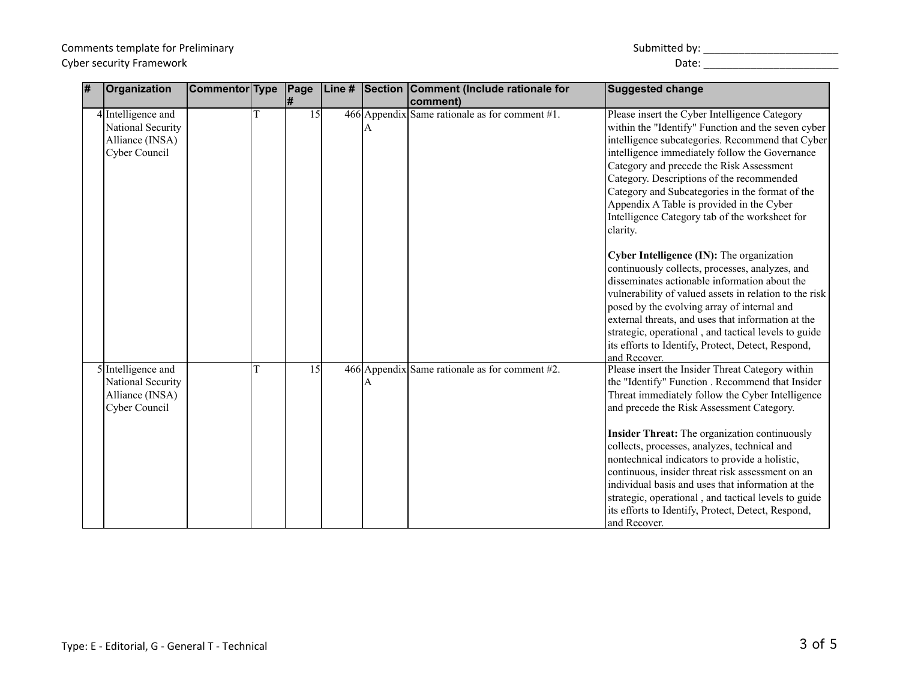Comments template for Preliminary Cyber security Framework

Submitted by: ________________________

Date: ________________________

| # | Organization | Commentor | Type | Page # | Line # | Section | Comment (Include rationale for comment) | Suggested change |
|---|---|---|---|---|---|---|---|---|
| 4 | Intelligence and National Security Alliance (INSA) Cyber Council | | T | 15 | 466 | Appendix A | Same rationale as for comment #1. | Please insert the Cyber Intelligence Category within the "Identify" Function and the seven cyber intelligence subcategories. Recommend that Cyber intelligence immediately follow the Governance Category and precede the Risk Assessment Category. Descriptions of the recommended Category and Subcategories in the format of the Appendix A Table is provided in the Cyber Intelligence Category tab of the worksheet for clarity.<br><br>**Cyber Intelligence (IN):** The organization continuously collects, processes, analyzes, and disseminates actionable information about the vulnerability of valued assets in relation to the risk posed by the evolving array of internal and external threats, and uses that information at the strategic, operational , and tactical levels to guide its efforts to Identify, Protect, Detect, Respond, and Recover. |
| 5 | Intelligence and National Security Alliance (INSA) Cyber Council | | T | 15 | 466 | Appendix A | Same rationale as for comment #2. | Please insert the Insider Threat Category within the "Identify" Function . Recommend that Insider Threat immediately follow the Cyber Intelligence and precede the Risk Assessment Category.<br><br>**Insider Threat:** The organization continuously collects, processes, analyzes, technical and nontechnical indicators to provide a holistic, continuous, insider threat risk assessment on an individual basis and uses that information at the strategic, operational , and tactical levels to guide its efforts to Identify, Protect, Detect, Respond, and Recover. |

Type: E - Editorial, G - General T - Technical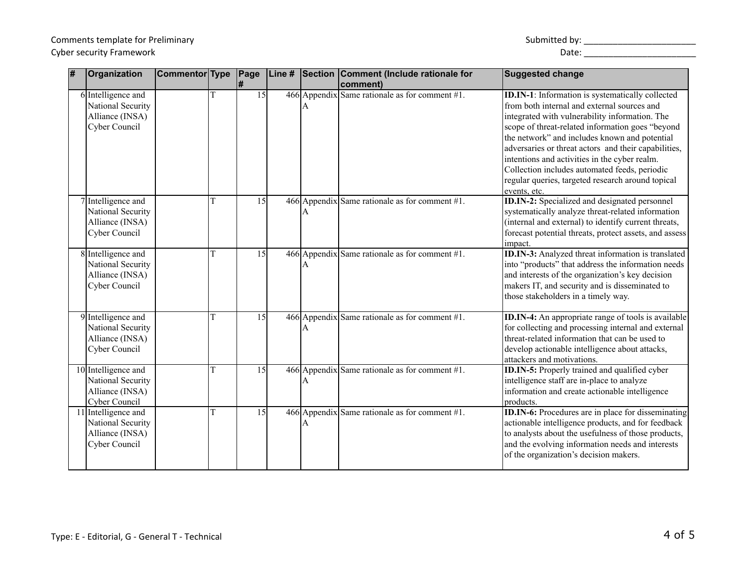Comments template for Preliminary
Cyber security Framework

Submitted by: _______________________
Date: _______________________

| # | Organization | Commentor | Type | Page # | Line # | Section | Comment (Include rationale for comment) | Suggested change |
|---|---|---|---|---|---|---|---|---|
| 6 | Intelligence and National Security Alliance (INSA) Cyber Council | | T | 15 | 466 | Appendix A | Same rationale as for comment #1. | **ID.IN-1**: Information is systematically collected from both internal and external sources and integrated with vulnerability information. The scope of threat-related information goes "beyond the network" and includes known and potential adversaries or threat actors and their capabilities, intentions and activities in the cyber realm. Collection includes automated feeds, periodic regular queries, targeted research around topical events, etc. |
| 7 | Intelligence and National Security Alliance (INSA) Cyber Council | | T | 15 | 466 | Appendix A | Same rationale as for comment #1. | **ID.IN-2:** Specialized and designated personnel systematically analyze threat-related information (internal and external) to identify current threats, forecast potential threats, protect assets, and assess impact. |
| 8 | Intelligence and National Security Alliance (INSA) Cyber Council | | T | 15 | 466 | Appendix A | Same rationale as for comment #1. | **ID.IN-3:** Analyzed threat information is translated into "products" that address the information needs and interests of the organization's key decision makers IT, and security and is disseminated to those stakeholders in a timely way. |
| 9 | Intelligence and National Security Alliance (INSA) Cyber Council | | T | 15 | 466 | Appendix A | Same rationale as for comment #1. | **ID.IN-4:** An appropriate range of tools is available for collecting and processing internal and external threat-related information that can be used to develop actionable intelligence about attacks, attackers and motivations. |
| 10 | Intelligence and National Security Alliance (INSA) Cyber Council | | T | 15 | 466 | Appendix A | Same rationale as for comment #1. | **ID.IN-5:** Properly trained and qualified cyber intelligence staff are in-place to analyze information and create actionable intelligence products. |
| 11 | Intelligence and National Security Alliance (INSA) Cyber Council | | T | 15 | 466 | Appendix A | Same rationale as for comment #1. | **ID.IN-6:** Procedures are in place for disseminating actionable intelligence products, and for feedback to analysts about the usefulness of those products, and the evolving information needs and interests of the organization's decision makers. |

Type: E - Editorial, G - General T - Technical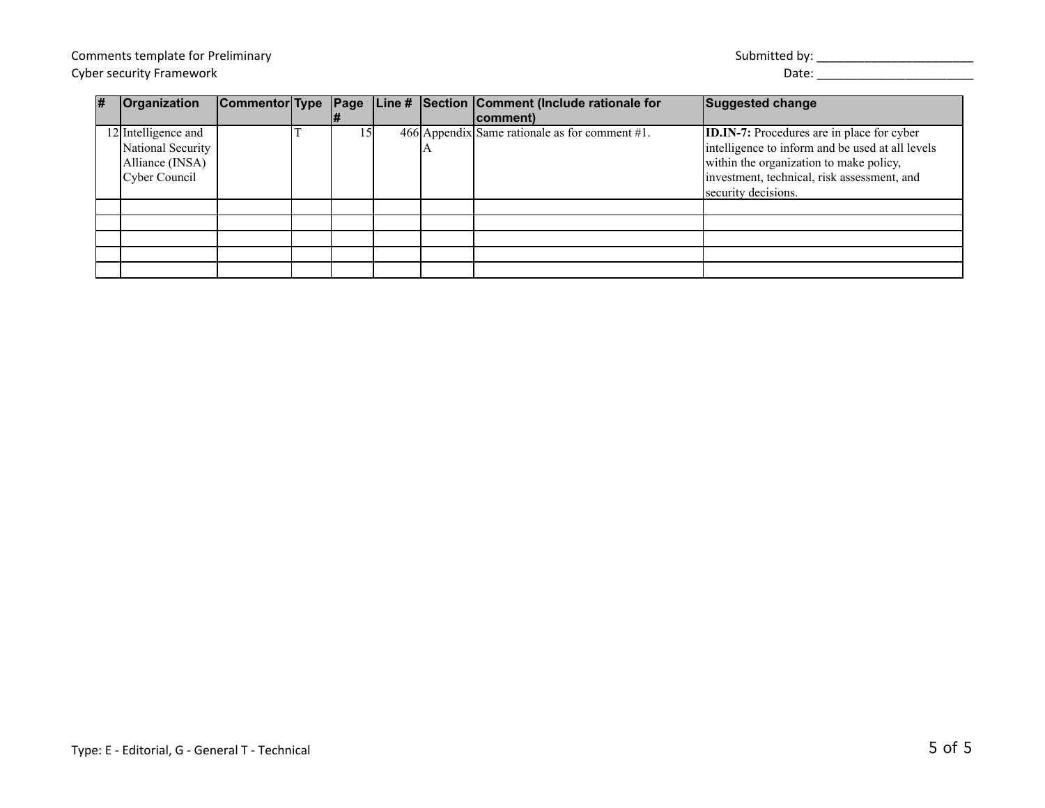Comments template for Preliminary Cyber security Framework

Submitted by: ________________________

Date: ________________________

| # | Organization | Commentor | Type | Page # | Line # | Section | Comment (Include rationale for comment) | Suggested change |
|---|---|---|---|---|---|---|---|---|
| 12 | Intelligence and National Security Alliance (INSA) Cyber Council | | T | 15 | 466 | Appendix A | Same rationale as for comment #1. | **ID.IN-7:** Procedures are in place for cyber intelligence to inform and be used at all levels within the organization to make policy, investment, technical, risk assessment, and security decisions. |
| | | | | | | | | |
| | | | | | | | | |
| | | | | | | | | |
| | | | | | | | | |
| | | | | | | | | |

Type: E - Editorial, G - General T - Technical